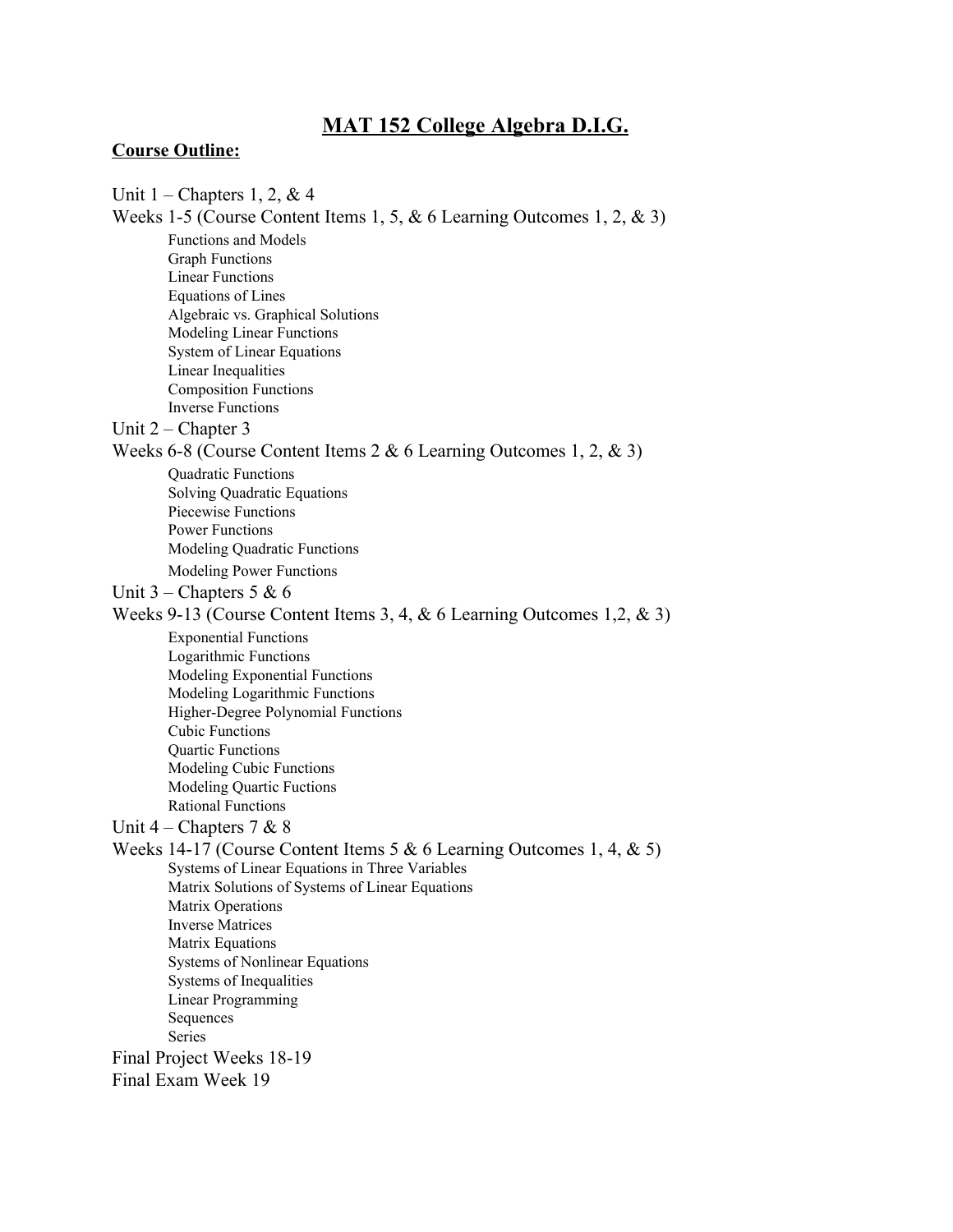# MAT 152 College Algebra D.I.G.

**Course Outline:**

Unit 1 – Chapters 1, 2, & 4

Weeks 1-5 (Course Content Items 1, 5, & 6 Learning Outcomes 1, 2, & 3)

- Functions and Models
- Graph Functions
- Linear Functions
- Equations of Lines
- Algebraic vs. Graphical Solutions
- Modeling Linear Functions
- System of Linear Equations
- Linear Inequalities
- Composition Functions
- Inverse Functions

Unit 2 – Chapter 3

Weeks 6-8 (Course Content Items 2 & 6 Learning Outcomes 1, 2, & 3)

- Quadratic Functions
- Solving Quadratic Equations
- Piecewise Functions
- Power Functions
- Modeling Quadratic Functions
- Modeling Power Functions

Unit 3 – Chapters 5 & 6

Weeks 9-13 (Course Content Items 3, 4, & 6 Learning Outcomes 1,2, & 3)

- Exponential Functions
- Logarithmic Functions
- Modeling Exponential Functions
- Modeling Logarithmic Functions
- Higher-Degree Polynomial Functions
- Cubic Functions
- Quartic Functions
- Modeling Cubic Functions
- Modeling Quartic Fuctions
- Rational Functions

Unit 4 – Chapters 7 & 8

Weeks 14-17 (Course Content Items 5 & 6 Learning Outcomes 1, 4, & 5)

- Systems of Linear Equations in Three Variables
- Matrix Solutions of Systems of Linear Equations
- Matrix Operations
- Inverse Matrices
- Matrix Equations
- Systems of Nonlinear Equations
- Systems of Inequalities
- Linear Programming
- Sequences
- Series

Final Project Weeks 18-19

Final Exam Week 19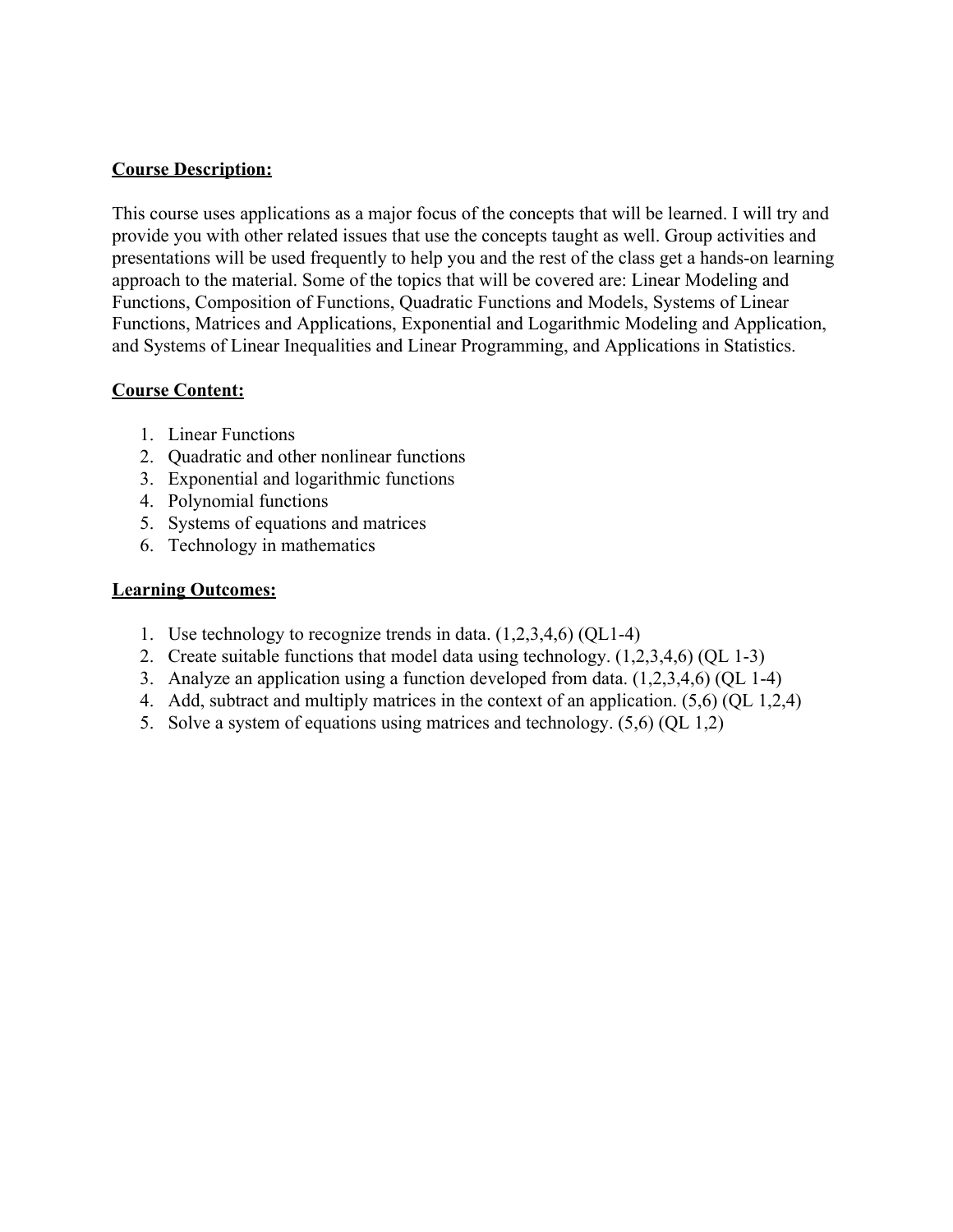**Course Description:**

This course uses applications as a major focus of the concepts that will be learned. I will try and provide you with other related issues that use the concepts taught as well. Group activities and presentations will be used frequently to help you and the rest of the class get a hands-on learning approach to the material. Some of the topics that will be covered are: Linear Modeling and Functions, Composition of Functions, Quadratic Functions and Models, Systems of Linear Functions, Matrices and Applications, Exponential and Logarithmic Modeling and Application, and Systems of Linear Inequalities and Linear Programming, and Applications in Statistics.

**Course Content:**

1. Linear Functions
2. Quadratic and other nonlinear functions
3. Exponential and logarithmic functions
4. Polynomial functions
5. Systems of equations and matrices
6. Technology in mathematics

**Learning Outcomes:**

1. Use technology to recognize trends in data. (1,2,3,4,6) (QL1-4)
2. Create suitable functions that model data using technology. (1,2,3,4,6) (QL 1-3)
3. Analyze an application using a function developed from data. (1,2,3,4,6) (QL 1-4)
4. Add, subtract and multiply matrices in the context of an application. (5,6) (QL 1,2,4)
5. Solve a system of equations using matrices and technology. (5,6) (QL 1,2)